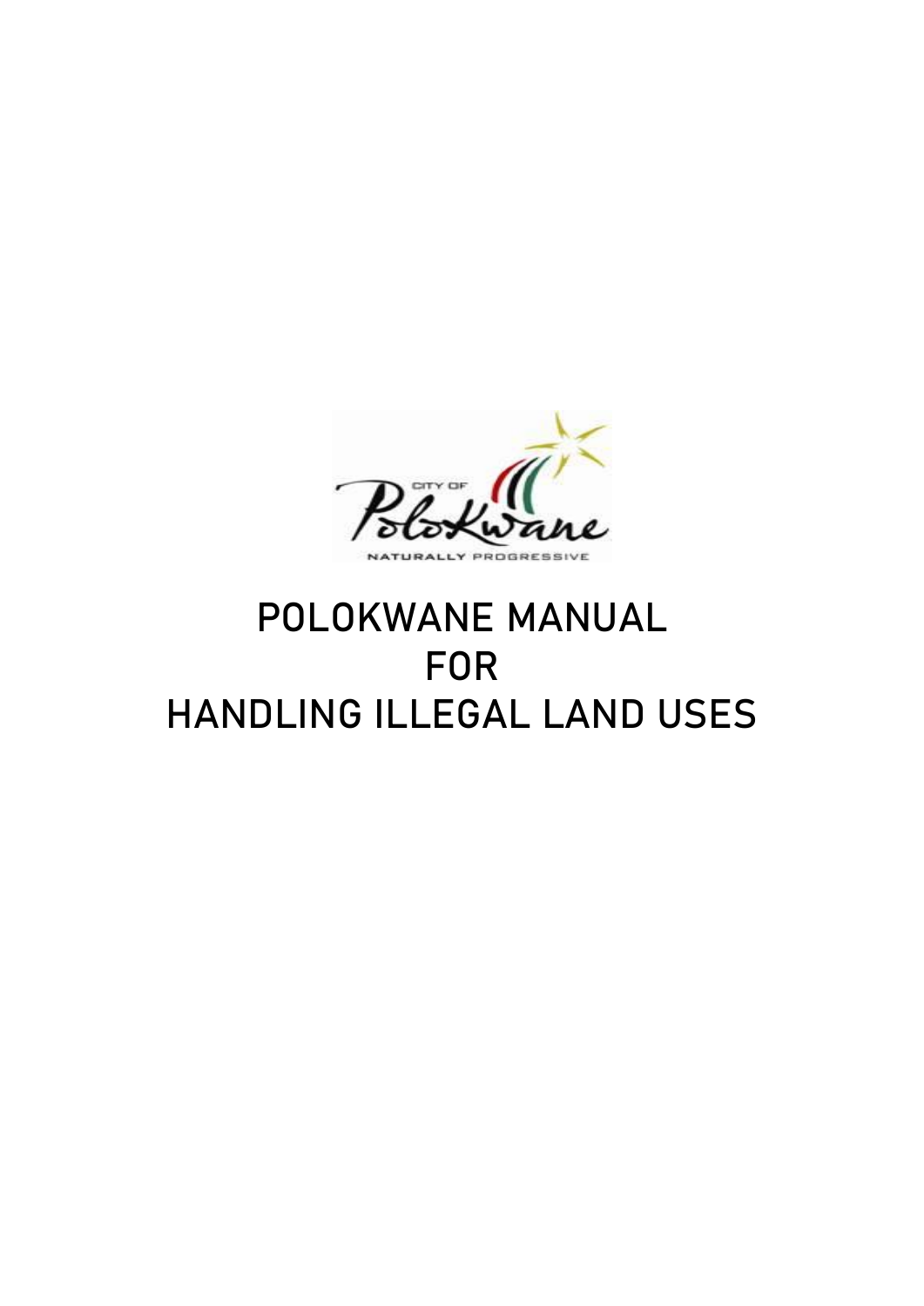# POLOKWANE MANUAL FOR HANDLING ILLEGAL LAND USES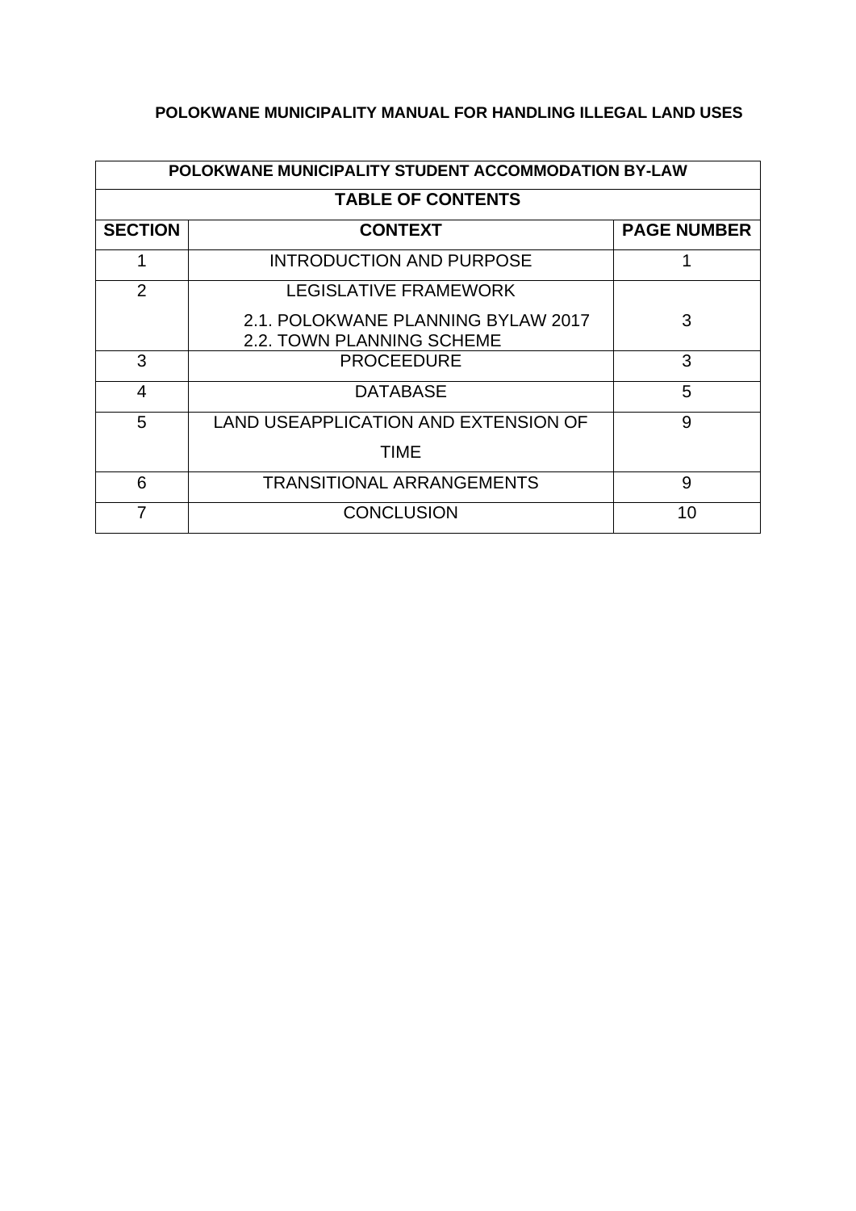**POLOKWANE MUNICIPALITY MANUAL FOR HANDLING ILLEGAL LAND USES**

| POLOKWANE MUNICIPALITY STUDENT ACCOMMODATION BY-LAW | | |
|---|---|---|
| **TABLE OF CONTENTS** | | |
| **SECTION** | **CONTEXT** | **PAGE NUMBER** |
| 1 | INTRODUCTION AND PURPOSE | 1 |
| 2 | LEGISLATIVE FRAMEWORK<br>2.1. POLOKWANE PLANNING BYLAW 2017<br>2.2. TOWN PLANNING SCHEME | 3 |
| 3 | PROCEEDURE | 3 |
| 4 | DATABASE | 5 |
| 5 | LAND USEAPPLICATION AND EXTENSION OF TIME | 9 |
| 6 | TRANSITIONAL ARRANGEMENTS | 9 |
| 7 | CONCLUSION | 10 |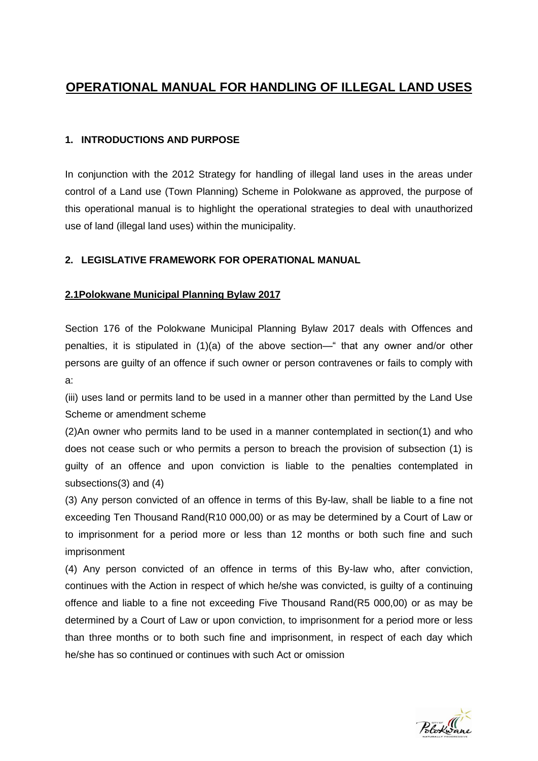# OPERATIONAL MANUAL FOR HANDLING OF ILLEGAL LAND USES

## 1. INTRODUCTIONS AND PURPOSE

In conjunction with the 2012 Strategy for handling of illegal land uses in the areas under control of a Land use (Town Planning) Scheme in Polokwane as approved, the purpose of this operational manual is to highlight the operational strategies to deal with unauthorized use of land (illegal land uses) within the municipality.

## 2. LEGISLATIVE FRAMEWORK FOR OPERATIONAL MANUAL

### 2.1Polokwane Municipal Planning Bylaw 2017

Section 176 of the Polokwane Municipal Planning Bylaw 2017 deals with Offences and penalties, it is stipulated in (1)(a) of the above section—" that any owner and/or other persons are guilty of an offence if such owner or person contravenes or fails to comply with a:

(iii) uses land or permits land to be used in a manner other than permitted by the Land Use Scheme or amendment scheme

(2)An owner who permits land to be used in a manner contemplated in section(1) and who does not cease such or who permits a person to breach the provision of subsection (1) is guilty of an offence and upon conviction is liable to the penalties contemplated in subsections(3) and (4)

(3) Any person convicted of an offence in terms of this By-law, shall be liable to a fine not exceeding Ten Thousand Rand(R10 000,00) or as may be determined by a Court of Law or to imprisonment for a period more or less than 12 months or both such fine and such imprisonment

(4) Any person convicted of an offence in terms of this By-law who, after conviction, continues with the Action in respect of which he/she was convicted, is guilty of a continuing offence and liable to a fine not exceeding Five Thousand Rand(R5 000,00) or as may be determined by a Court of Law or upon conviction, to imprisonment for a period more or less than three months or to both such fine and imprisonment, in respect of each day which he/she has so continued or continues with such Act or omission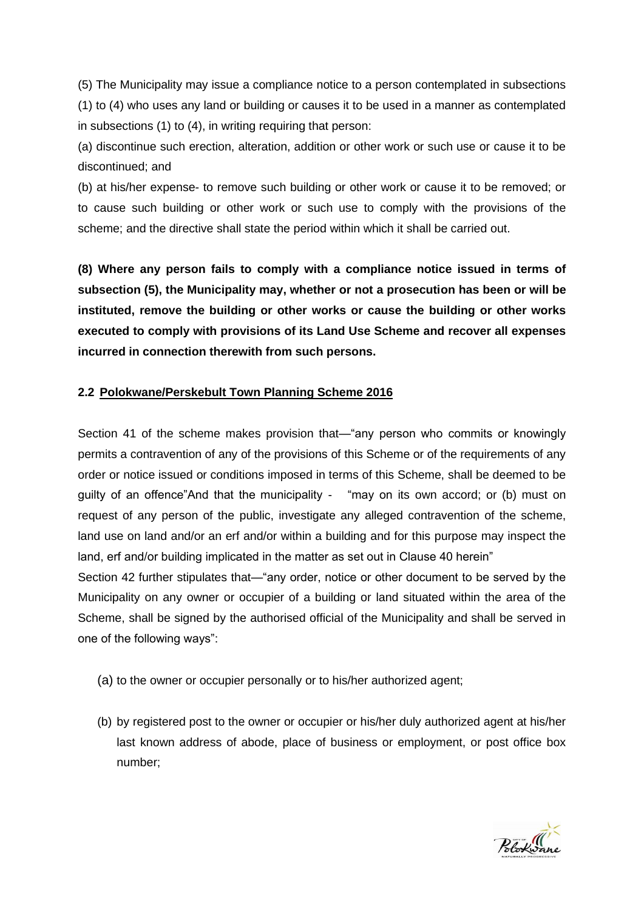(5) The Municipality may issue a compliance notice to a person contemplated in subsections (1) to (4) who uses any land or building or causes it to be used in a manner as contemplated in subsections (1) to (4), in writing requiring that person:

(a) discontinue such erection, alteration, addition or other work or such use or cause it to be discontinued; and

(b) at his/her expense- to remove such building or other work or cause it to be removed; or to cause such building or other work or such use to comply with the provisions of the scheme; and the directive shall state the period within which it shall be carried out.

**(8) Where any person fails to comply with a compliance notice issued in terms of subsection (5), the Municipality may, whether or not a prosecution has been or will be instituted, remove the building or other works or cause the building or other works executed to comply with provisions of its Land Use Scheme and recover all expenses incurred in connection therewith from such persons.**

## 2.2 Polokwane/Perskebult Town Planning Scheme 2016

Section 41 of the scheme makes provision that—"any person who commits or knowingly permits a contravention of any of the provisions of this Scheme or of the requirements of any order or notice issued or conditions imposed in terms of this Scheme, shall be deemed to be guilty of an offence"And that the municipality - "may on its own accord; or (b) must on request of any person of the public, investigate any alleged contravention of the scheme, land use on land and/or an erf and/or within a building and for this purpose may inspect the land, erf and/or building implicated in the matter as set out in Clause 40 herein"

Section 42 further stipulates that—"any order, notice or other document to be served by the Municipality on any owner or occupier of a building or land situated within the area of the Scheme, shall be signed by the authorised official of the Municipality and shall be served in one of the following ways":

(a) to the owner or occupier personally or to his/her authorized agent;

(b) by registered post to the owner or occupier or his/her duly authorized agent at his/her last known address of abode, place of business or employment, or post office box number;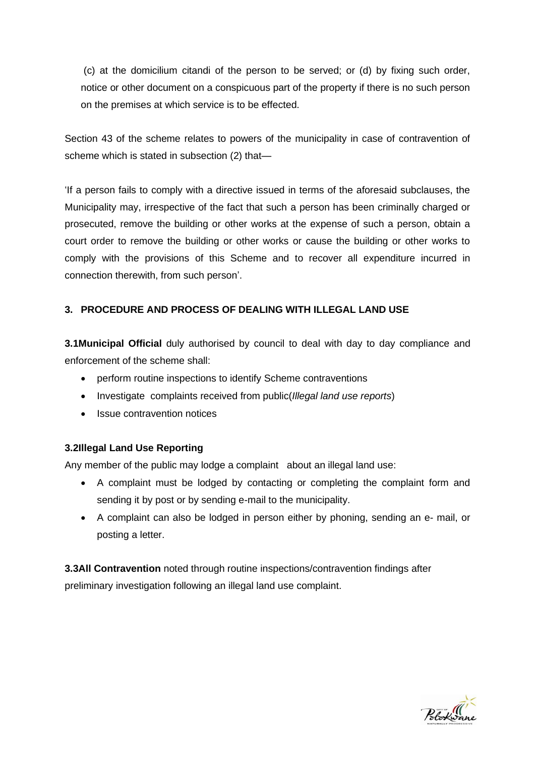(c) at the domicilium citandi of the person to be served; or (d) by fixing such order, notice or other document on a conspicuous part of the property if there is no such person on the premises at which service is to be effected.

Section 43 of the scheme relates to powers of the municipality in case of contravention of scheme which is stated in subsection (2) that—

'If a person fails to comply with a directive issued in terms of the aforesaid subclauses, the Municipality may, irrespective of the fact that such a person has been criminally charged or prosecuted, remove the building or other works at the expense of such a person, obtain a court order to remove the building or other works or cause the building or other works to comply with the provisions of this Scheme and to recover all expenditure incurred in connection therewith, from such person'.

## 3. PROCEDURE AND PROCESS OF DEALING WITH ILLEGAL LAND USE

**3.1Municipal Official** duly authorised by council to deal with day to day compliance and enforcement of the scheme shall:

- perform routine inspections to identify Scheme contraventions
- Investigate complaints received from public(*Illegal land use reports*)
- Issue contravention notices

**3.2Illegal Land Use Reporting**

Any member of the public may lodge a complaint about an illegal land use:

- A complaint must be lodged by contacting or completing the complaint form and sending it by post or by sending e-mail to the municipality.
- A complaint can also be lodged in person either by phoning, sending an e- mail, or posting a letter.

**3.3All Contravention** noted through routine inspections/contravention findings after preliminary investigation following an illegal land use complaint.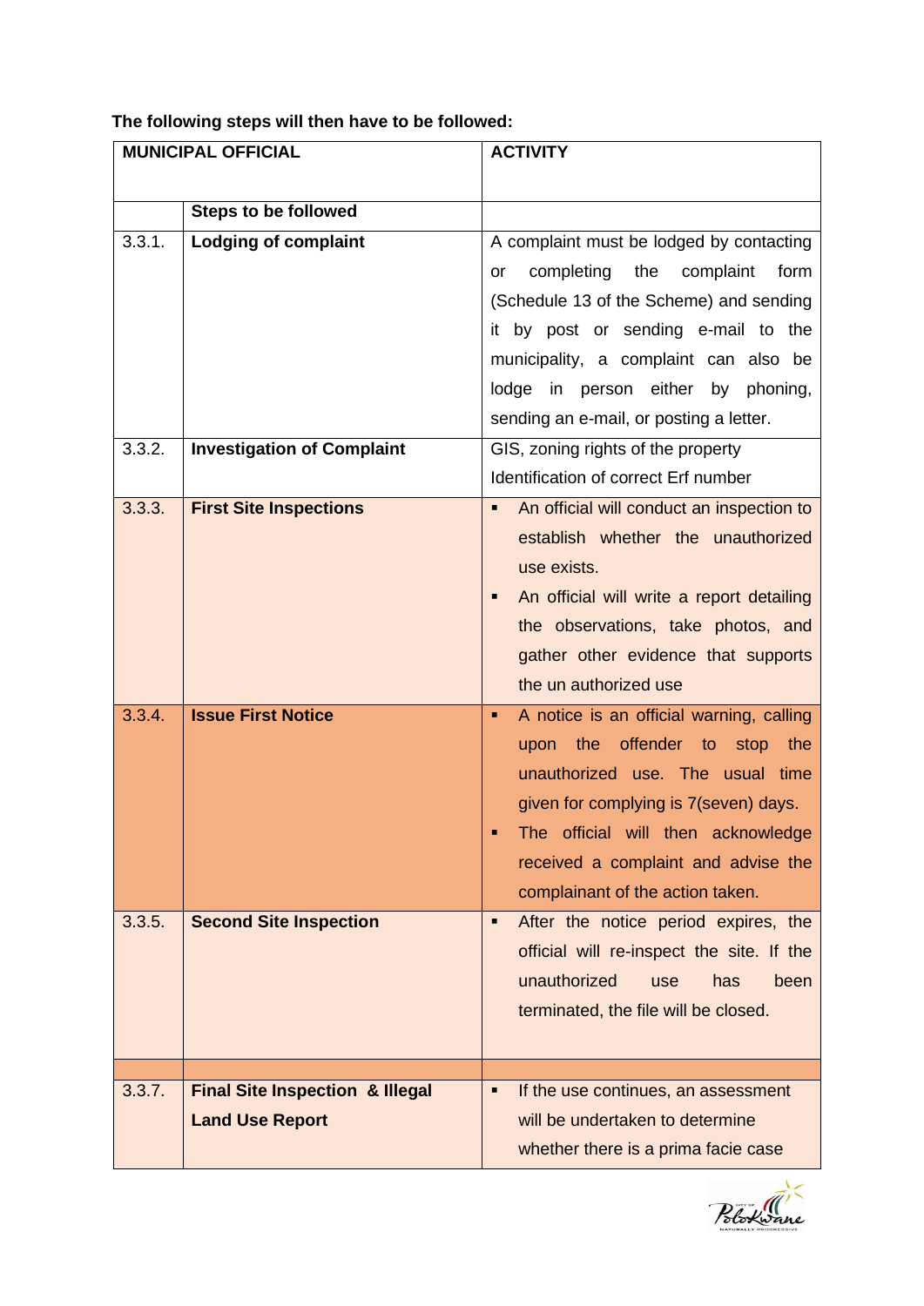**The following steps will then have to be followed:**

| MUNICIPAL OFFICIAL | | ACTIVITY |
|---|---|---|
| | **Steps to be followed** | |
| 3.3.1. | **Lodging of complaint** | A complaint must be lodged by contacting or completing the complaint form (Schedule 13 of the Scheme) and sending it by post or sending e-mail to the municipality, a complaint can also be lodge in person either by phoning, sending an e-mail, or posting a letter. |
| 3.3.2. | **Investigation of Complaint** | GIS, zoning rights of the property<br>Identification of correct Erf number |
| 3.3.3. | **First Site Inspections** | ▪ An official will conduct an inspection to establish whether the unauthorized use exists.<br>▪ An official will write a report detailing the observations, take photos, and gather other evidence that supports the un authorized use |
| 3.3.4. | **Issue First Notice** | ▪ A notice is an official warning, calling upon the offender to stop the unauthorized use. The usual time given for complying is 7(seven) days.<br>▪ The official will then acknowledge received a complaint and advise the complainant of the action taken. |
| 3.3.5. | **Second Site Inspection** | ▪ After the notice period expires, the official will re-inspect the site. If the unauthorized use has been terminated, the file will be closed. |
| | | |
| 3.3.7. | **Final Site Inspection & Illegal Land Use Report** | ▪ If the use continues, an assessment will be undertaken to determine whether there is a prima facie case |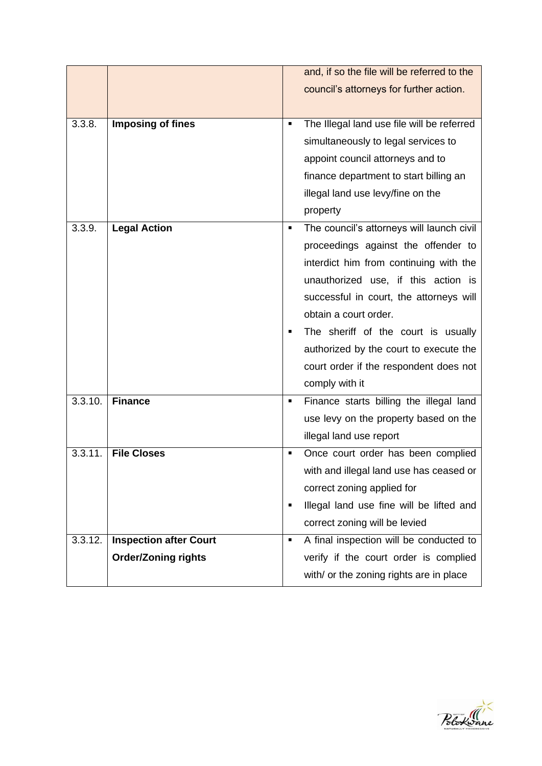| | | |
|---|---|---|
| | | and, if so the file will be referred to the council's attorneys for further action. |
| 3.3.8. | **Imposing of fines** | ▪ The Illegal land use file will be referred simultaneously to legal services to appoint council attorneys and to finance department to start billing an illegal land use levy/fine on the property |
| 3.3.9. | **Legal Action** | ▪ The council's attorneys will launch civil proceedings against the offender to interdict him from continuing with the unauthorized use, if this action is successful in court, the attorneys will obtain a court order.<br>▪ The sheriff of the court is usually authorized by the court to execute the court order if the respondent does not comply with it |
| 3.3.10. | **Finance** | ▪ Finance starts billing the illegal land use levy on the property based on the illegal land use report |
| 3.3.11. | **File Closes** | ▪ Once court order has been complied with and illegal land use has ceased or correct zoning applied for<br>▪ Illegal land use fine will be lifted and correct zoning will be levied |
| 3.3.12. | **Inspection after Court Order/Zoning rights** | ▪ A final inspection will be conducted to verify if the court order is complied with/ or the zoning rights are in place |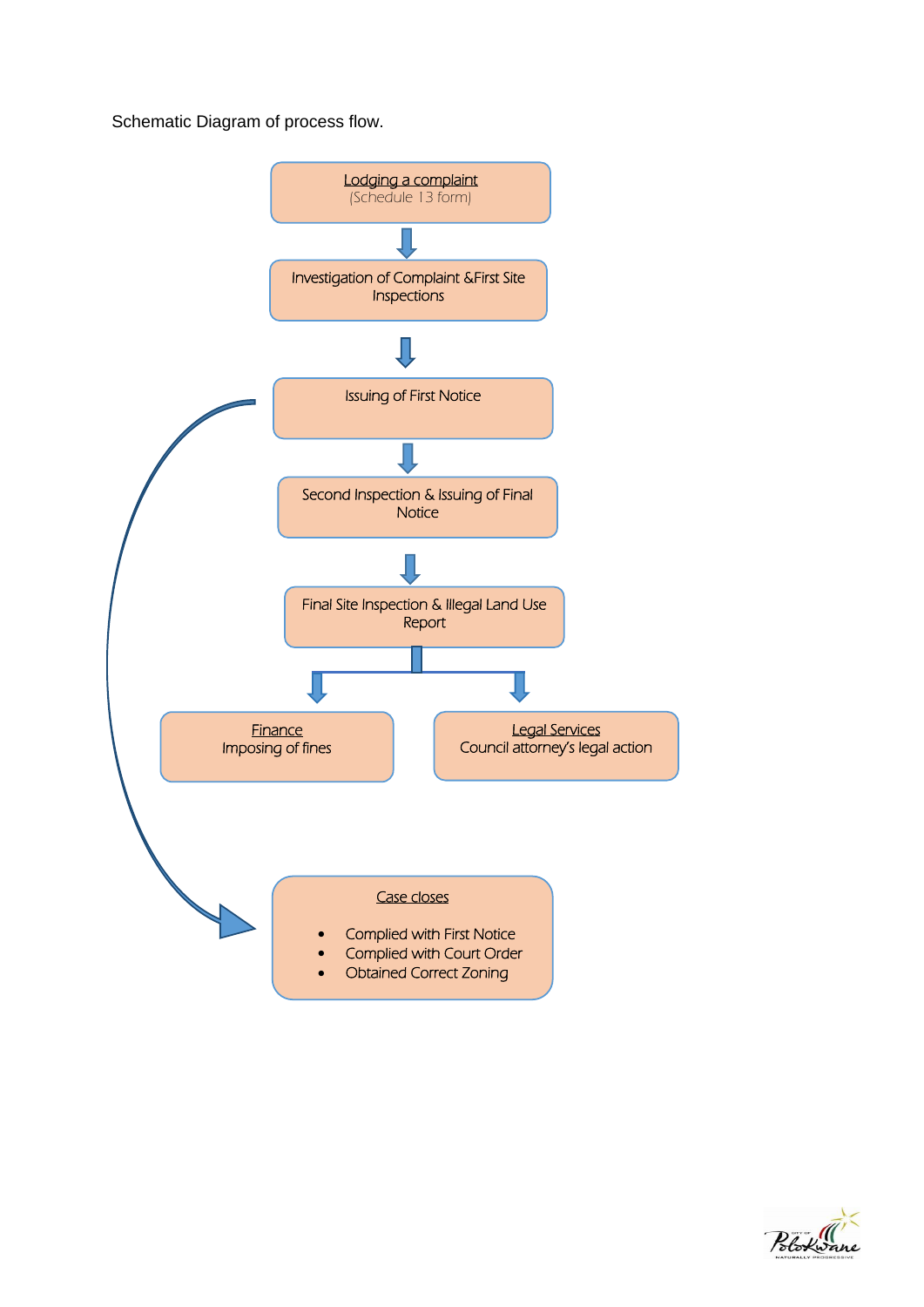Schematic Diagram of process flow.

Lodging a complaint
(Schedule 13 form)

Investigation of Complaint &First Site Inspections

Issuing of First Notice

Second Inspection & Issuing of Final Notice

Final Site Inspection & Illegal Land Use Report

Finance
Imposing of fines

Legal Services
Council attorney's legal action

Case closes

- Complied with First Notice
- Complied with Court Order
- Obtained Correct Zoning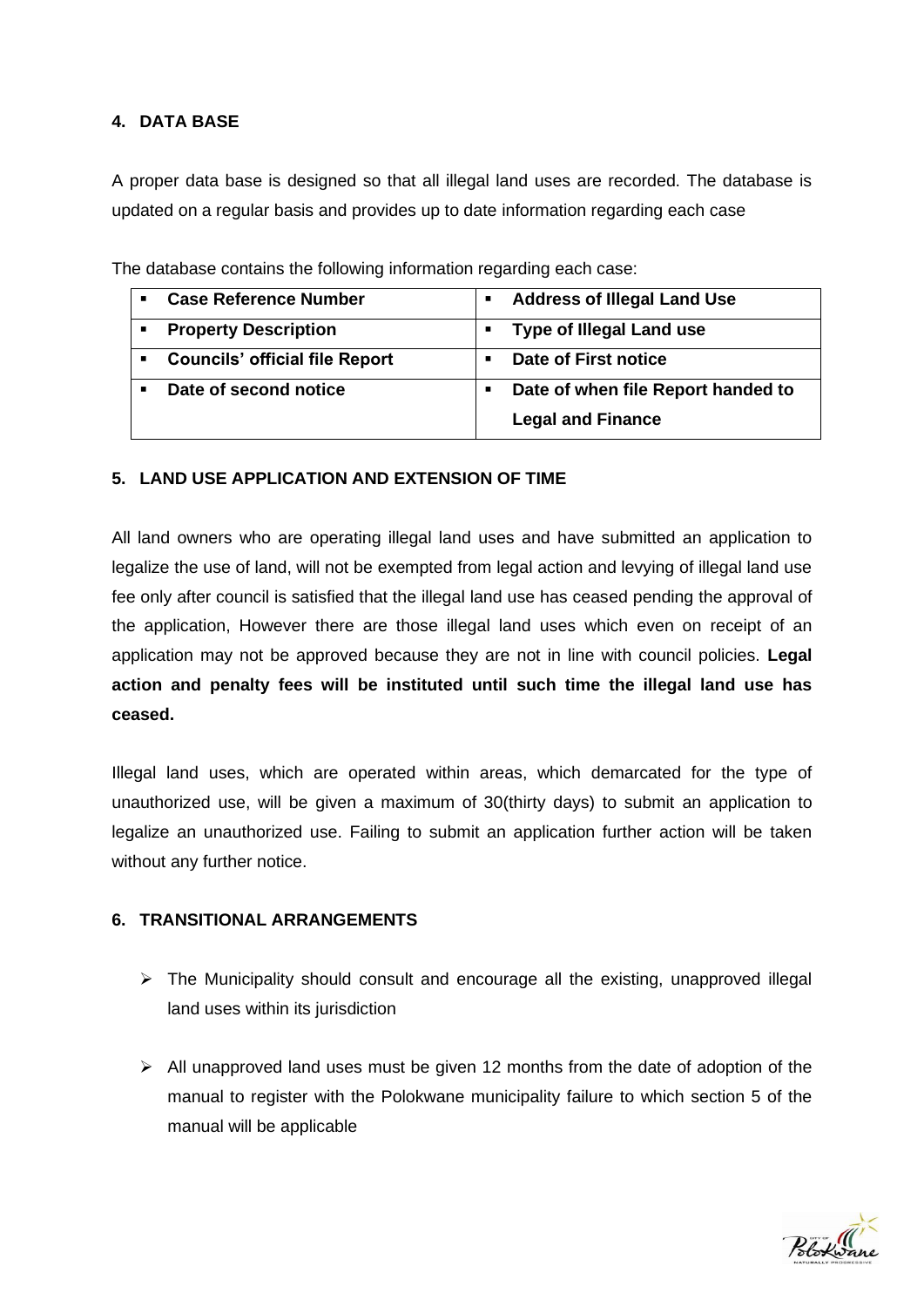## 4. DATA BASE

A proper data base is designed so that all illegal land uses are recorded. The database is updated on a regular basis and provides up to date information regarding each case

The database contains the following information regarding each case:

| | |
|---|---|
| ▪ **Case Reference Number** | ▪ **Address of Illegal Land Use** |
| ▪ **Property Description** | ▪ **Type of Illegal Land use** |
| ▪ **Councils' official file Report** | ▪ **Date of First notice** |
| ▪ **Date of second notice** | ▪ **Date of when file Report handed to Legal and Finance** |

## 5. LAND USE APPLICATION AND EXTENSION OF TIME

All land owners who are operating illegal land uses and have submitted an application to legalize the use of land, will not be exempted from legal action and levying of illegal land use fee only after council is satisfied that the illegal land use has ceased pending the approval of the application, However there are those illegal land uses which even on receipt of an application may not be approved because they are not in line with council policies. **Legal action and penalty fees will be instituted until such time the illegal land use has ceased.**

Illegal land uses, which are operated within areas, which demarcated for the type of unauthorized use, will be given a maximum of 30(thirty days) to submit an application to legalize an unauthorized use. Failing to submit an application further action will be taken without any further notice.

## 6. TRANSITIONAL ARRANGEMENTS

- The Municipality should consult and encourage all the existing, unapproved illegal land uses within its jurisdiction
- All unapproved land uses must be given 12 months from the date of adoption of the manual to register with the Polokwane municipality failure to which section 5 of the manual will be applicable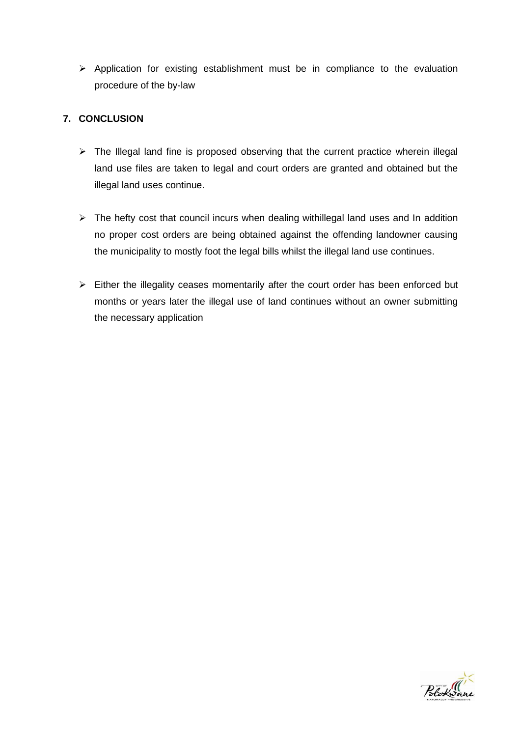- Application for existing establishment must be in compliance to the evaluation procedure of the by-law

## 7. CONCLUSION

- The Illegal land fine is proposed observing that the current practice wherein illegal land use files are taken to legal and court orders are granted and obtained but the illegal land uses continue.

- The hefty cost that council incurs when dealing withillegal land uses and In addition no proper cost orders are being obtained against the offending landowner causing the municipality to mostly foot the legal bills whilst the illegal land use continues.

- Either the illegality ceases momentarily after the court order has been enforced but months or years later the illegal use of land continues without an owner submitting the necessary application